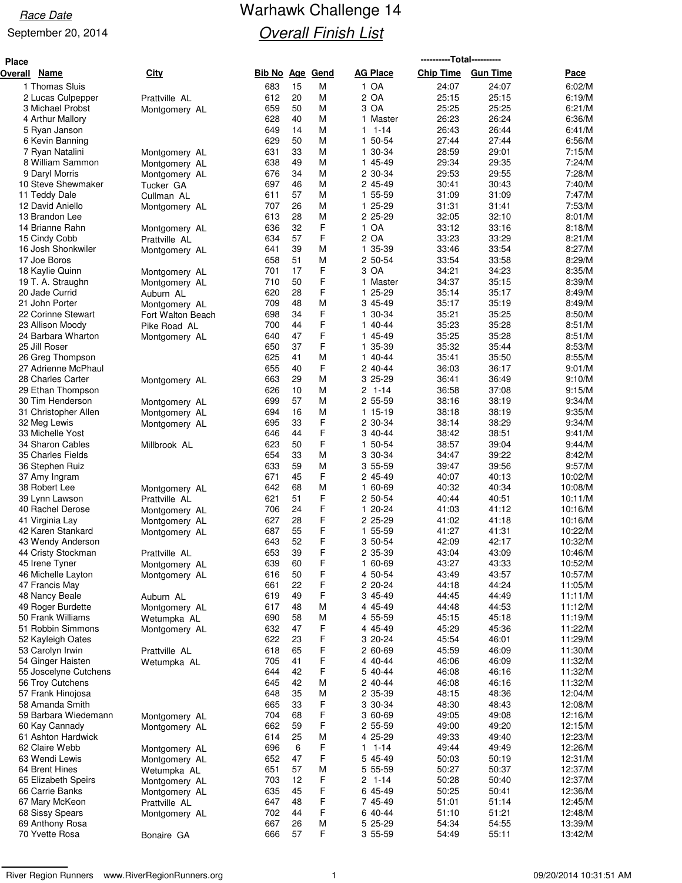*Race Date*

September 20, 2014

# Warhawk Challenge 14

## *Overall Finish List*

| Place Overall | Name | City | Bib No | Age | Gend | AG Place | Total Chip Time | Total Gun Time | Pace |
|---|---|---|---|---|---|---|---|---|---|
| 1 | Thomas Sluis | | 683 | 15 | M | 1 OA | 24:07 | 24:07 | 6:02/M |
| 2 | Lucas Culpepper | Prattville AL | 612 | 20 | M | 2 OA | 25:15 | 25:15 | 6:19/M |
| 3 | Michael Probst | Montgomery AL | 659 | 50 | M | 3 OA | 25:25 | 25:25 | 6:21/M |
| 4 | Arthur Mallory | | 628 | 40 | M | 1 Master | 26:23 | 26:24 | 6:36/M |
| 5 | Ryan Janson | | 649 | 14 | M | 1 1-14 | 26:43 | 26:44 | 6:41/M |
| 6 | Kevin Banning | | 629 | 50 | M | 1 50-54 | 27:44 | 27:44 | 6:56/M |
| 7 | Ryan Natalini | Montgomery AL | 631 | 33 | M | 1 30-34 | 28:59 | 29:01 | 7:15/M |
| 8 | William Sammon | Montgomery AL | 638 | 49 | M | 1 45-49 | 29:34 | 29:35 | 7:24/M |
| 9 | Daryl Morris | Montgomery AL | 676 | 34 | M | 2 30-34 | 29:53 | 29:55 | 7:28/M |
| 10 | Steve Shewmaker | Tucker GA | 697 | 46 | M | 2 45-49 | 30:41 | 30:43 | 7:40/M |
| 11 | Teddy Dale | Cullman AL | 611 | 57 | M | 1 55-59 | 31:09 | 31:09 | 7:47/M |
| 12 | David Aniello | Montgomery AL | 707 | 26 | M | 1 25-29 | 31:31 | 31:41 | 7:53/M |
| 13 | Brandon Lee | | 613 | 28 | M | 2 25-29 | 32:05 | 32:10 | 8:01/M |
| 14 | Brianne Rahn | Montgomery AL | 636 | 32 | F | 1 OA | 33:12 | 33:16 | 8:18/M |
| 15 | Cindy Cobb | Prattville AL | 634 | 57 | F | 2 OA | 33:23 | 33:29 | 8:21/M |
| 16 | Josh Shonkwiler | Montgomery AL | 641 | 39 | M | 1 35-39 | 33:46 | 33:54 | 8:27/M |
| 17 | Joe Boros | | 658 | 51 | M | 2 50-54 | 33:54 | 33:58 | 8:29/M |
| 18 | Kaylie Quinn | Montgomery AL | 701 | 17 | F | 3 OA | 34:21 | 34:23 | 8:35/M |
| 19 | T. A. Straughn | Montgomery AL | 710 | 50 | F | 1 Master | 34:37 | 35:15 | 8:39/M |
| 20 | Jade Currid | Auburn AL | 620 | 28 | F | 1 25-29 | 35:14 | 35:17 | 8:49/M |
| 21 | John Porter | Montgomery AL | 709 | 48 | M | 3 45-49 | 35:17 | 35:19 | 8:49/M |
| 22 | Corinne Stewart | Fort Walton Beach | 698 | 34 | F | 1 30-34 | 35:21 | 35:25 | 8:50/M |
| 23 | Allison Moody | Pike Road AL | 700 | 44 | F | 1 40-44 | 35:23 | 35:28 | 8:51/M |
| 24 | Barbara Wharton | Montgomery AL | 640 | 47 | F | 1 45-49 | 35:25 | 35:28 | 8:51/M |
| 25 | Jill Roser | | 650 | 37 | F | 1 35-39 | 35:32 | 35:44 | 8:53/M |
| 26 | Greg Thompson | | 625 | 41 | M | 1 40-44 | 35:41 | 35:50 | 8:55/M |
| 27 | Adrienne McPhaul | | 655 | 40 | F | 2 40-44 | 36:03 | 36:17 | 9:01/M |
| 28 | Charles Carter | Montgomery AL | 663 | 29 | M | 3 25-29 | 36:41 | 36:49 | 9:10/M |
| 29 | Ethan Thompson | | 626 | 10 | M | 2 1-14 | 36:58 | 37:08 | 9:15/M |
| 30 | Tim Henderson | Montgomery AL | 699 | 57 | M | 2 55-59 | 38:16 | 38:19 | 9:34/M |
| 31 | Christopher Allen | Montgomery AL | 694 | 16 | M | 1 15-19 | 38:18 | 38:19 | 9:35/M |
| 32 | Meg Lewis | Montgomery AL | 695 | 33 | F | 2 30-34 | 38:14 | 38:29 | 9:34/M |
| 33 | Michelle Yost | | 646 | 44 | F | 3 40-44 | 38:42 | 38:51 | 9:41/M |
| 34 | Sharon Cables | Millbrook AL | 623 | 50 | F | 1 50-54 | 38:57 | 39:04 | 9:44/M |
| 35 | Charles Fields | | 654 | 33 | M | 3 30-34 | 34:47 | 39:22 | 8:42/M |
| 36 | Stephen Ruiz | | 633 | 59 | M | 3 55-59 | 39:47 | 39:56 | 9:57/M |
| 37 | Amy Ingram | | 671 | 45 | F | 2 45-49 | 40:07 | 40:13 | 10:02/M |
| 38 | Robert Lee | Montgomery AL | 642 | 68 | M | 1 60-69 | 40:32 | 40:34 | 10:08/M |
| 39 | Lynn Lawson | Prattville AL | 621 | 51 | F | 2 50-54 | 40:44 | 40:51 | 10:11/M |
| 40 | Rachel Derose | Montgomery AL | 706 | 24 | F | 1 20-24 | 41:03 | 41:12 | 10:16/M |
| 41 | Virginia Lay | Montgomery AL | 627 | 28 | F | 2 25-29 | 41:02 | 41:18 | 10:16/M |
| 42 | Karen Stankard | Montgomery AL | 687 | 55 | F | 1 55-59 | 41:27 | 41:31 | 10:22/M |
| 43 | Wendy Anderson | | 643 | 52 | F | 3 50-54 | 42:09 | 42:17 | 10:32/M |
| 44 | Cristy Stockman | Prattville AL | 653 | 39 | F | 2 35-39 | 43:04 | 43:09 | 10:46/M |
| 45 | Irene Tyner | Montgomery AL | 639 | 60 | F | 1 60-69 | 43:27 | 43:33 | 10:52/M |
| 46 | Michelle Layton | Montgomery AL | 616 | 50 | F | 4 50-54 | 43:49 | 43:57 | 10:57/M |
| 47 | Francis May | | 661 | 22 | F | 2 20-24 | 44:18 | 44:24 | 11:05/M |
| 48 | Nancy Beale | Auburn AL | 619 | 49 | F | 3 45-49 | 44:45 | 44:49 | 11:11/M |
| 49 | Roger Burdette | Montgomery AL | 617 | 48 | M | 4 45-49 | 44:48 | 44:53 | 11:12/M |
| 50 | Frank Williams | Wetumpka AL | 690 | 58 | M | 4 55-59 | 45:15 | 45:18 | 11:19/M |
| 51 | Robbin Simmons | Montgomery AL | 632 | 47 | F | 4 45-49 | 45:29 | 45:36 | 11:22/M |
| 52 | Kayleigh Oates | | 622 | 23 | F | 3 20-24 | 45:54 | 46:01 | 11:29/M |
| 53 | Carolyn Irwin | Prattville AL | 618 | 65 | F | 2 60-69 | 45:59 | 46:09 | 11:30/M |
| 54 | Ginger Haisten | Wetumpka AL | 705 | 41 | F | 4 40-44 | 46:06 | 46:09 | 11:32/M |
| 55 | Joscelyne Cutchens | | 644 | 42 | F | 5 40-44 | 46:08 | 46:16 | 11:32/M |
| 56 | Troy Cutchens | | 645 | 42 | M | 2 40-44 | 46:08 | 46:16 | 11:32/M |
| 57 | Frank Hinojosa | | 648 | 35 | M | 2 35-39 | 48:15 | 48:36 | 12:04/M |
| 58 | Amanda Smith | | 665 | 33 | F | 3 30-34 | 48:30 | 48:43 | 12:08/M |
| 59 | Barbara Wiedemann | Montgomery AL | 704 | 68 | F | 3 60-69 | 49:05 | 49:08 | 12:16/M |
| 60 | Kay Cannady | Montgomery AL | 662 | 59 | F | 2 55-59 | 49:00 | 49:20 | 12:15/M |
| 61 | Ashton Hardwick | | 614 | 25 | M | 4 25-29 | 49:33 | 49:40 | 12:23/M |
| 62 | Claire Webb | Montgomery AL | 696 | 6 | F | 1 1-14 | 49:44 | 49:49 | 12:26/M |
| 63 | Wendi Lewis | Montgomery AL | 652 | 47 | F | 5 45-49 | 50:03 | 50:19 | 12:31/M |
| 64 | Brent Hines | Wetumpka AL | 651 | 57 | M | 5 55-59 | 50:27 | 50:37 | 12:37/M |
| 65 | Elizabeth Speirs | Montgomery AL | 703 | 12 | F | 2 1-14 | 50:28 | 50:40 | 12:37/M |
| 66 | Carrie Banks | Montgomery AL | 635 | 45 | F | 6 45-49 | 50:25 | 50:41 | 12:36/M |
| 67 | Mary McKeon | Prattville AL | 647 | 48 | F | 7 45-49 | 51:01 | 51:14 | 12:45/M |
| 68 | Sissy Spears | Montgomery AL | 702 | 44 | F | 6 40-44 | 51:10 | 51:21 | 12:48/M |
| 69 | Anthony Rosa | | 667 | 26 | M | 5 25-29 | 54:34 | 54:55 | 13:39/M |
| 70 | Yvette Rosa | Bonaire GA | 666 | 57 | F | 3 55-59 | 54:49 | 55:11 | 13:42/M |

River Region Runners www.RiverRegionRunners.org 09/20/2014 10:31:51 AM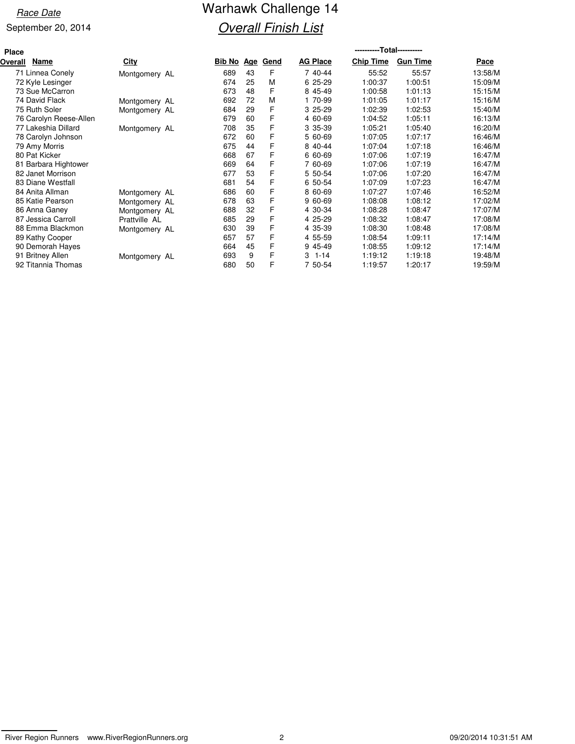*Race Date*

September 20, 2014

# Warhawk Challenge 14

## *Overall Finish List*

| Place Overall | Name | City | Bib No | Age | Gend | AG Place | Chip Time | Gun Time | Pace |
|---|---|---|---|---|---|---|---|---|---|
| 71 | Linnea Conely | Montgomery AL | 689 | 43 | F | 7 40-44 | 55:52 | 55:57 | 13:58/M |
| 72 | Kyle Lesinger | | 674 | 25 | M | 6 25-29 | 1:00:37 | 1:00:51 | 15:09/M |
| 73 | Sue McCarron | | 673 | 48 | F | 8 45-49 | 1:00:58 | 1:01:13 | 15:15/M |
| 74 | David Flack | Montgomery AL | 692 | 72 | M | 1 70-99 | 1:01:05 | 1:01:17 | 15:16/M |
| 75 | Ruth Soler | Montgomery AL | 684 | 29 | F | 3 25-29 | 1:02:39 | 1:02:53 | 15:40/M |
| 76 | Carolyn Reese-Allen | | 679 | 60 | F | 4 60-69 | 1:04:52 | 1:05:11 | 16:13/M |
| 77 | Lakeshia Dillard | Montgomery AL | 708 | 35 | F | 3 35-39 | 1:05:21 | 1:05:40 | 16:20/M |
| 78 | Carolyn Johnson | | 672 | 60 | F | 5 60-69 | 1:07:05 | 1:07:17 | 16:46/M |
| 79 | Amy Morris | | 675 | 44 | F | 8 40-44 | 1:07:04 | 1:07:18 | 16:46/M |
| 80 | Pat Kicker | | 668 | 67 | F | 6 60-69 | 1:07:06 | 1:07:19 | 16:47/M |
| 81 | Barbara Hightower | | 669 | 64 | F | 7 60-69 | 1:07:06 | 1:07:19 | 16:47/M |
| 82 | Janet Morrison | | 677 | 53 | F | 5 50-54 | 1:07:06 | 1:07:20 | 16:47/M |
| 83 | Diane Westfall | | 681 | 54 | F | 6 50-54 | 1:07:09 | 1:07:23 | 16:47/M |
| 84 | Anita Allman | Montgomery AL | 686 | 60 | F | 8 60-69 | 1:07:27 | 1:07:46 | 16:52/M |
| 85 | Katie Pearson | Montgomery AL | 678 | 63 | F | 9 60-69 | 1:08:08 | 1:08:12 | 17:02/M |
| 86 | Anna Ganey | Montgomery AL | 688 | 32 | F | 4 30-34 | 1:08:28 | 1:08:47 | 17:07/M |
| 87 | Jessica Carroll | Prattville AL | 685 | 29 | F | 4 25-29 | 1:08:32 | 1:08:47 | 17:08/M |
| 88 | Emma Blackmon | Montgomery AL | 630 | 39 | F | 4 35-39 | 1:08:30 | 1:08:48 | 17:08/M |
| 89 | Kathy Cooper | | 657 | 57 | F | 4 55-59 | 1:08:54 | 1:09:11 | 17:14/M |
| 90 | Demorah Hayes | | 664 | 45 | F | 9 45-49 | 1:08:55 | 1:09:12 | 17:14/M |
| 91 | Britney Allen | Montgomery AL | 693 | 9 | F | 3 1-14 | 1:19:12 | 1:19:18 | 19:48/M |
| 92 | Titannia Thomas | | 680 | 50 | F | 7 50-54 | 1:19:57 | 1:20:17 | 19:59/M |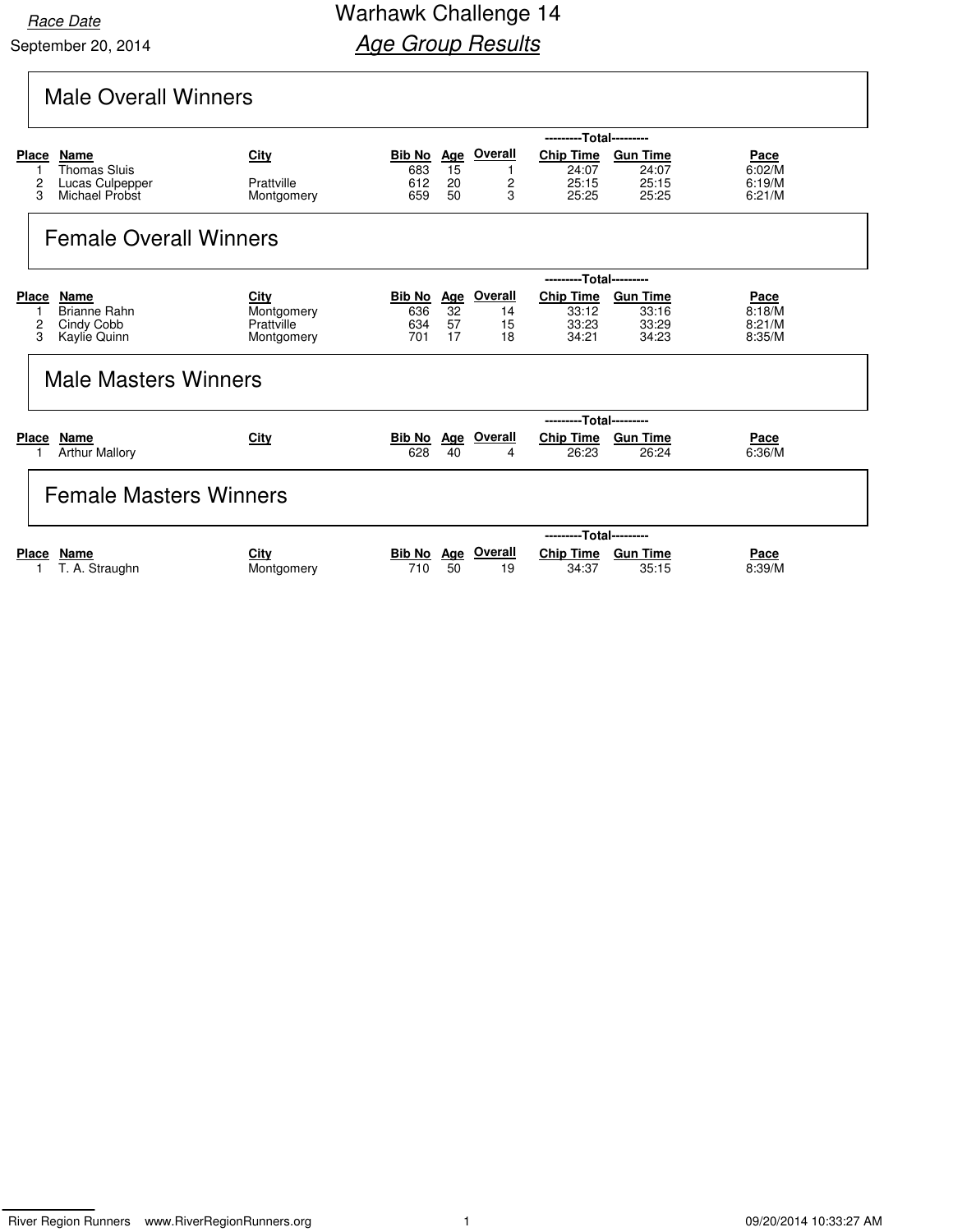Race Date

September 20, 2014

# Warhawk Challenge 14

## *Age Group Results*

## Male Overall Winners

| Place | Name | City | Bib No | Age | Overall | Chip Time | Gun Time | Pace |
|---|---|---|---|---|---|---|---|---|
| | | | | | | ---------Total--------- | | |
| 1 | Thomas Sluis | | 683 | 15 | 1 | 24:07 | 24:07 | 6:02/M |
| 2 | Lucas Culpepper | Prattville | 612 | 20 | 2 | 25:15 | 25:15 | 6:19/M |
| 3 | Michael Probst | Montgomery | 659 | 50 | 3 | 25:25 | 25:25 | 6:21/M |

## Female Overall Winners

| Place | Name | City | Bib No | Age | Overall | Chip Time | Gun Time | Pace |
|---|---|---|---|---|---|---|---|---|
| | | | | | | ---------Total--------- | | |
| 1 | Brianne Rahn | Montgomery | 636 | 32 | 14 | 33:12 | 33:16 | 8:18/M |
| 2 | Cindy Cobb | Prattville | 634 | 57 | 15 | 33:23 | 33:29 | 8:21/M |
| 3 | Kaylie Quinn | Montgomery | 701 | 17 | 18 | 34:21 | 34:23 | 8:35/M |

## Male Masters Winners

| Place | Name | City | Bib No | Age | Overall | Chip Time | Gun Time | Pace |
|---|---|---|---|---|---|---|---|---|
| | | | | | | ---------Total--------- | | |
| 1 | Arthur Mallory | | 628 | 40 | 4 | 26:23 | 26:24 | 6:36/M |

## Female Masters Winners

| Place | Name | City | Bib No | Age | Overall | Chip Time | Gun Time | Pace |
|---|---|---|---|---|---|---|---|---|
| | | | | | | ---------Total--------- | | |
| 1 | T. A. Straughn | Montgomery | 710 | 50 | 19 | 34:37 | 35:15 | 8:39/M |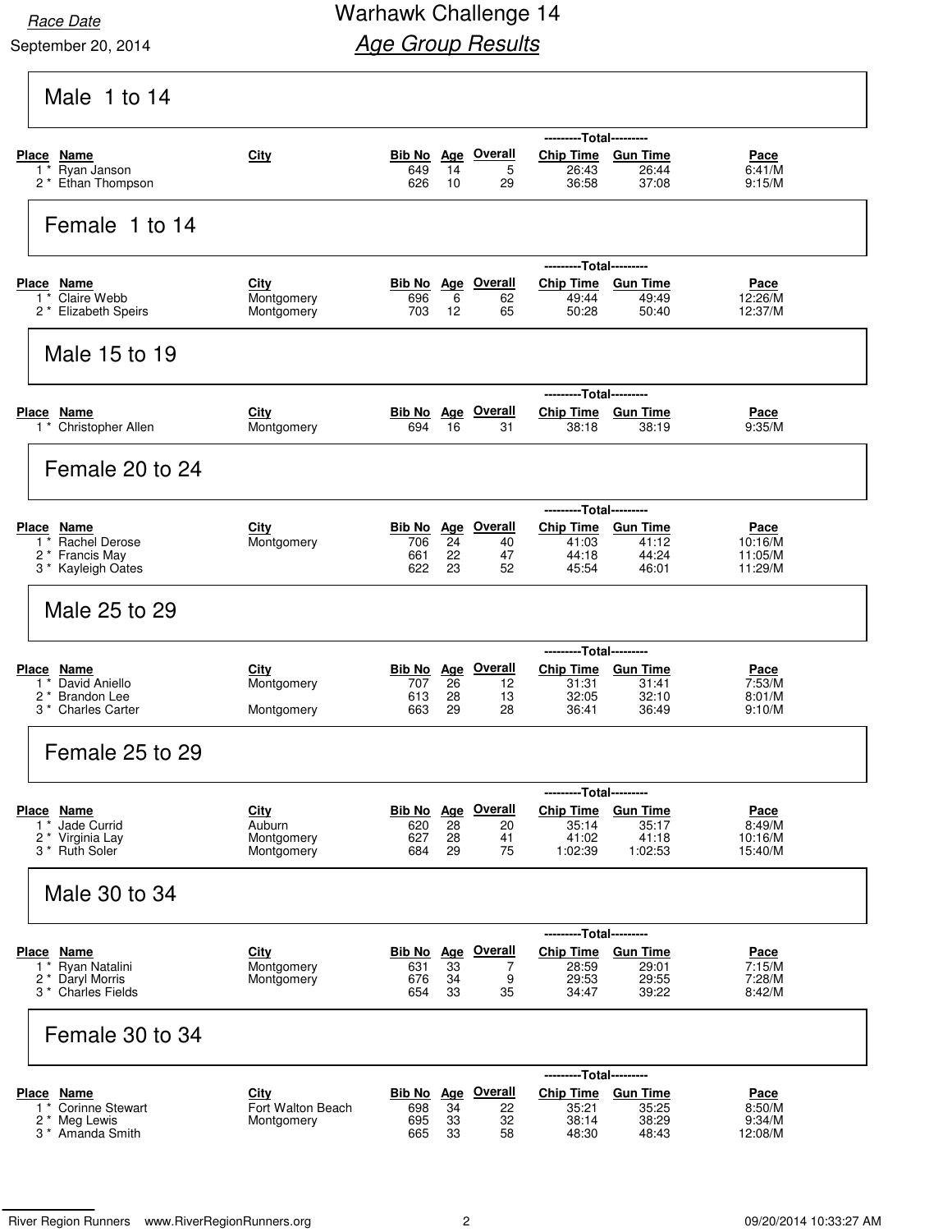Race Date

September 20, 2014

# Warhawk Challenge 14

## Age Group Results

### Male 1 to 14

| Place | Name | City | Bib No | Age | Overall | Chip Time | Gun Time | Pace |
|---|---|---|---|---|---|---|---|---|
| 1 * | Ryan Janson | | 649 | 14 | 5 | 26:43 | 26:44 | 6:41/M |
| 2 * | Ethan Thompson | | 626 | 10 | 29 | 36:58 | 37:08 | 9:15/M |

### Female 1 to 14

| Place | Name | City | Bib No | Age | Overall | Chip Time | Gun Time | Pace |
|---|---|---|---|---|---|---|---|---|
| 1 * | Claire Webb | Montgomery | 696 | 6 | 62 | 49:44 | 49:49 | 12:26/M |
| 2 * | Elizabeth Speirs | Montgomery | 703 | 12 | 65 | 50:28 | 50:40 | 12:37/M |

### Male 15 to 19

| Place | Name | City | Bib No | Age | Overall | Chip Time | Gun Time | Pace |
|---|---|---|---|---|---|---|---|---|
| 1 * | Christopher Allen | Montgomery | 694 | 16 | 31 | 38:18 | 38:19 | 9:35/M |

### Female 20 to 24

| Place | Name | City | Bib No | Age | Overall | Chip Time | Gun Time | Pace |
|---|---|---|---|---|---|---|---|---|
| 1 * | Rachel Derose | Montgomery | 706 | 24 | 40 | 41:03 | 41:12 | 10:16/M |
| 2 * | Francis May | | 661 | 22 | 47 | 44:18 | 44:24 | 11:05/M |
| 3 * | Kayleigh Oates | | 622 | 23 | 52 | 45:54 | 46:01 | 11:29/M |

### Male 25 to 29

| Place | Name | City | Bib No | Age | Overall | Chip Time | Gun Time | Pace |
|---|---|---|---|---|---|---|---|---|
| 1 * | David Aniello | Montgomery | 707 | 26 | 12 | 31:31 | 31:41 | 7:53/M |
| 2 * | Brandon Lee | | 613 | 28 | 13 | 32:05 | 32:10 | 8:01/M |
| 3 * | Charles Carter | Montgomery | 663 | 29 | 28 | 36:41 | 36:49 | 9:10/M |

### Female 25 to 29

| Place | Name | City | Bib No | Age | Overall | Chip Time | Gun Time | Pace |
|---|---|---|---|---|---|---|---|---|
| 1 * | Jade Currid | Auburn | 620 | 28 | 20 | 35:14 | 35:17 | 8:49/M |
| 2 * | Virginia Lay | Montgomery | 627 | 28 | 41 | 41:02 | 41:18 | 10:16/M |
| 3 * | Ruth Soler | Montgomery | 684 | 29 | 75 | 1:02:39 | 1:02:53 | 15:40/M |

### Male 30 to 34

| Place | Name | City | Bib No | Age | Overall | Chip Time | Gun Time | Pace |
|---|---|---|---|---|---|---|---|---|
| 1 * | Ryan Natalini | Montgomery | 631 | 33 | 7 | 28:59 | 29:01 | 7:15/M |
| 2 * | Daryl Morris | Montgomery | 676 | 34 | 9 | 29:53 | 29:55 | 7:28/M |
| 3 * | Charles Fields | | 654 | 33 | 35 | 34:47 | 39:22 | 8:42/M |

### Female 30 to 34

| Place | Name | City | Bib No | Age | Overall | Chip Time | Gun Time | Pace |
|---|---|---|---|---|---|---|---|---|
| 1 * | Corinne Stewart | Fort Walton Beach | 698 | 34 | 22 | 35:21 | 35:25 | 8:50/M |
| 2 * | Meg Lewis | Montgomery | 695 | 33 | 32 | 38:14 | 38:29 | 9:34/M |
| 3 * | Amanda Smith | | 665 | 33 | 58 | 48:30 | 48:43 | 12:08/M |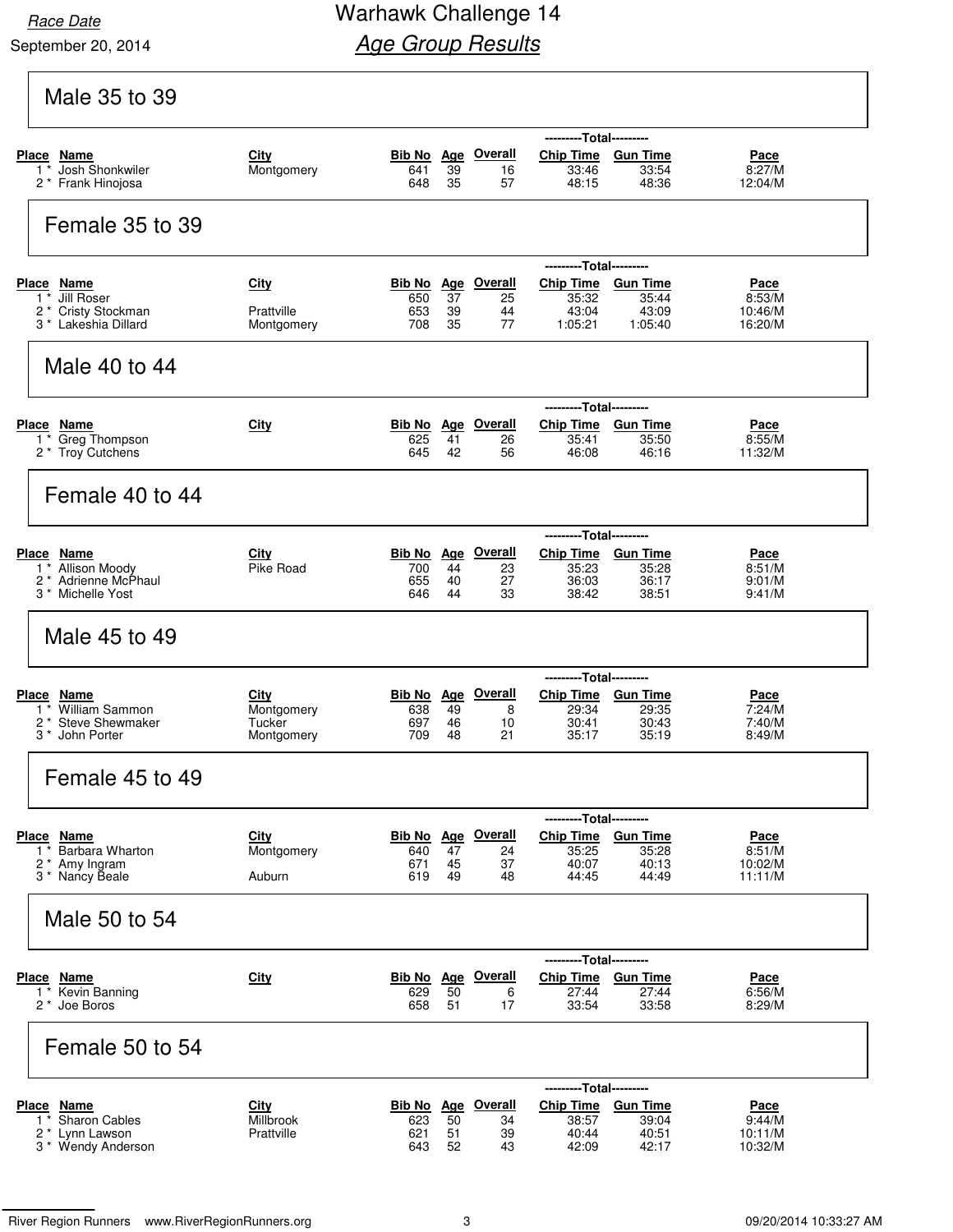Race Date

September 20, 2014

# Warhawk Challenge 14

## *Age Group Results*

### Male 35 to 39

| Place | Name | City | Bib No | Age | Overall | Chip Time | Gun Time | Pace |
|---|---|---|---|---|---|---|---|---|
| 1 * | Josh Shonkwiler | Montgomery | 641 | 39 | 16 | 33:46 | 33:54 | 8:27/M |
| 2 * | Frank Hinojosa | | 648 | 35 | 57 | 48:15 | 48:36 | 12:04/M |

### Female 35 to 39

| Place | Name | City | Bib No | Age | Overall | Chip Time | Gun Time | Pace |
|---|---|---|---|---|---|---|---|---|
| 1 * | Jill Roser | | 650 | 37 | 25 | 35:32 | 35:44 | 8:53/M |
| 2 * | Cristy Stockman | Prattville | 653 | 39 | 44 | 43:04 | 43:09 | 10:46/M |
| 3 * | Lakeshia Dillard | Montgomery | 708 | 35 | 77 | 1:05:21 | 1:05:40 | 16:20/M |

### Male 40 to 44

| Place | Name | City | Bib No | Age | Overall | Chip Time | Gun Time | Pace |
|---|---|---|---|---|---|---|---|---|
| 1 * | Greg Thompson | | 625 | 41 | 26 | 35:41 | 35:50 | 8:55/M |
| 2 * | Troy Cutchens | | 645 | 42 | 56 | 46:08 | 46:16 | 11:32/M |

### Female 40 to 44

| Place | Name | City | Bib No | Age | Overall | Chip Time | Gun Time | Pace |
|---|---|---|---|---|---|---|---|---|
| 1 * | Allison Moody | Pike Road | 700 | 44 | 23 | 35:23 | 35:28 | 8:51/M |
| 2 * | Adrienne McPhaul | | 655 | 40 | 27 | 36:03 | 36:17 | 9:01/M |
| 3 * | Michelle Yost | | 646 | 44 | 33 | 38:42 | 38:51 | 9:41/M |

### Male 45 to 49

| Place | Name | City | Bib No | Age | Overall | Chip Time | Gun Time | Pace |
|---|---|---|---|---|---|---|---|---|
| 1 * | William Sammon | Montgomery | 638 | 49 | 8 | 29:34 | 29:35 | 7:24/M |
| 2 * | Steve Shewmaker | Tucker | 697 | 46 | 10 | 30:41 | 30:43 | 7:40/M |
| 3 * | John Porter | Montgomery | 709 | 48 | 21 | 35:17 | 35:19 | 8:49/M |

### Female 45 to 49

| Place | Name | City | Bib No | Age | Overall | Chip Time | Gun Time | Pace |
|---|---|---|---|---|---|---|---|---|
| 1 * | Barbara Wharton | Montgomery | 640 | 47 | 24 | 35:25 | 35:28 | 8:51/M |
| 2 * | Amy Ingram | | 671 | 45 | 37 | 40:07 | 40:13 | 10:02/M |
| 3 * | Nancy Beale | Auburn | 619 | 49 | 48 | 44:45 | 44:49 | 11:11/M |

### Male 50 to 54

| Place | Name | City | Bib No | Age | Overall | Chip Time | Gun Time | Pace |
|---|---|---|---|---|---|---|---|---|
| 1 * | Kevin Banning | | 629 | 50 | 6 | 27:44 | 27:44 | 6:56/M |
| 2 * | Joe Boros | | 658 | 51 | 17 | 33:54 | 33:58 | 8:29/M |

### Female 50 to 54

| Place | Name | City | Bib No | Age | Overall | Chip Time | Gun Time | Pace |
|---|---|---|---|---|---|---|---|---|
| 1 * | Sharon Cables | Millbrook | 623 | 50 | 34 | 38:57 | 39:04 | 9:44/M |
| 2 * | Lynn Lawson | Prattville | 621 | 51 | 39 | 40:44 | 40:51 | 10:11/M |
| 3 * | Wendy Anderson | | 643 | 52 | 43 | 42:09 | 42:17 | 10:32/M |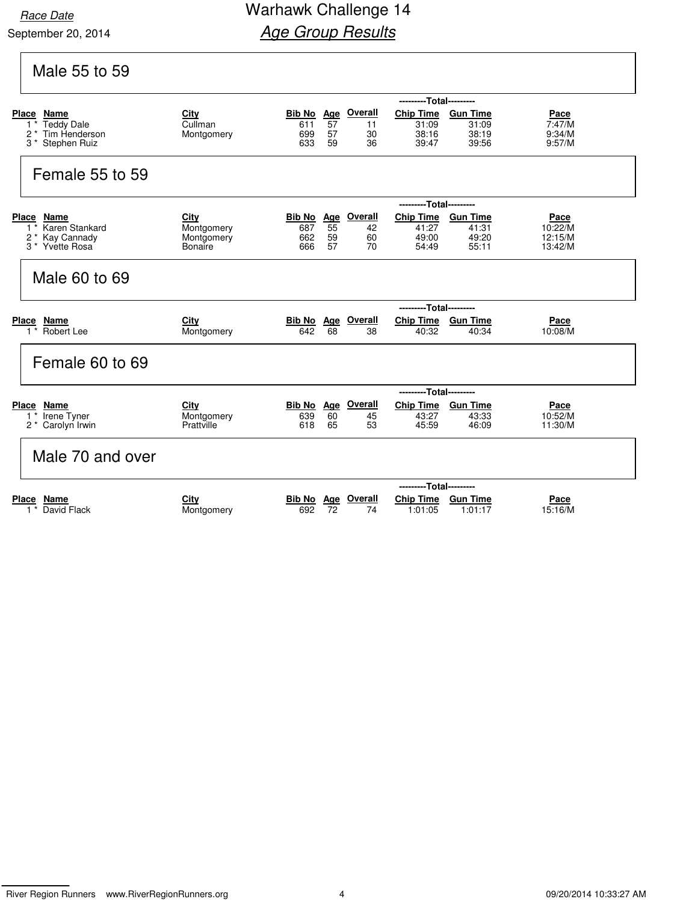Race Date

September 20, 2014

# Warhawk Challenge 14

## *Age Group Results*

## Male 55 to 59

| | | | | | | ---------Total--------- | | |
|---|---|---|---|---|---|---|---|---|
| Place | Name | City | Bib No | Age | Overall | Chip Time | Gun Time | Pace |
| 1 * | Teddy Dale | Cullman | 611 | 57 | 11 | 31:09 | 31:09 | 7:47/M |
| 2 * | Tim Henderson | Montgomery | 699 | 57 | 30 | 38:16 | 38:19 | 9:34/M |
| 3 * | Stephen Ruiz | | 633 | 59 | 36 | 39:47 | 39:56 | 9:57/M |

## Female 55 to 59

| | | | | | | ---------Total--------- | | |
|---|---|---|---|---|---|---|---|---|
| Place | Name | City | Bib No | Age | Overall | Chip Time | Gun Time | Pace |
| 1 * | Karen Stankard | Montgomery | 687 | 55 | 42 | 41:27 | 41:31 | 10:22/M |
| 2 * | Kay Cannady | Montgomery | 662 | 59 | 60 | 49:00 | 49:20 | 12:15/M |
| 3 * | Yvette Rosa | Bonaire | 666 | 57 | 70 | 54:49 | 55:11 | 13:42/M |

## Male 60 to 69

| | | | | | | ---------Total--------- | | |
|---|---|---|---|---|---|---|---|---|
| Place | Name | City | Bib No | Age | Overall | Chip Time | Gun Time | Pace |
| 1 * | Robert Lee | Montgomery | 642 | 68 | 38 | 40:32 | 40:34 | 10:08/M |

## Female 60 to 69

| | | | | | | ---------Total--------- | | |
|---|---|---|---|---|---|---|---|---|
| Place | Name | City | Bib No | Age | Overall | Chip Time | Gun Time | Pace |
| 1 * | Irene Tyner | Montgomery | 639 | 60 | 45 | 43:27 | 43:33 | 10:52/M |
| 2 * | Carolyn Irwin | Prattville | 618 | 65 | 53 | 45:59 | 46:09 | 11:30/M |

## Male 70 and over

| | | | | | | ---------Total--------- | | |
|---|---|---|---|---|---|---|---|---|
| Place | Name | City | Bib No | Age | Overall | Chip Time | Gun Time | Pace |
| 1 * | David Flack | Montgomery | 692 | 72 | 74 | 1:01:05 | 1:01:17 | 15:16/M |